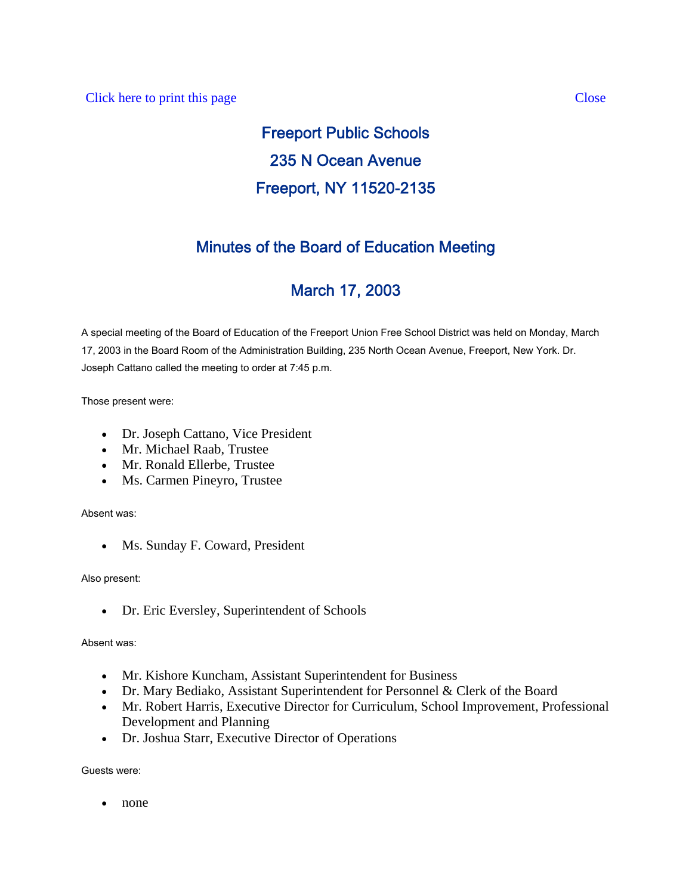Click here to print this page Close

# Freeport Public Schools

## 235 N Ocean Avenue

## Freeport, NY 11520-2135

## Minutes of the Board of Education Meeting

## March 17, 2003

A special meeting of the Board of Education of the Freeport Union Free School District was held on Monday, March 17, 2003 in the Board Room of the Administration Building, 235 North Ocean Avenue, Freeport, New York. Dr. Joseph Cattano called the meeting to order at 7:45 p.m.

Those present were:

- Dr. Joseph Cattano, Vice President
- Mr. Michael Raab, Trustee
- Mr. Ronald Ellerbe, Trustee
- Ms. Carmen Pineyro, Trustee

Absent was:

- Ms. Sunday F. Coward, President

Also present:

- Dr. Eric Eversley, Superintendent of Schools

Absent was:

- Mr. Kishore Kuncham, Assistant Superintendent for Business
- Dr. Mary Bediako, Assistant Superintendent for Personnel & Clerk of the Board
- Mr. Robert Harris, Executive Director for Curriculum, School Improvement, Professional Development and Planning
- Dr. Joshua Starr, Executive Director of Operations

Guests were:

- none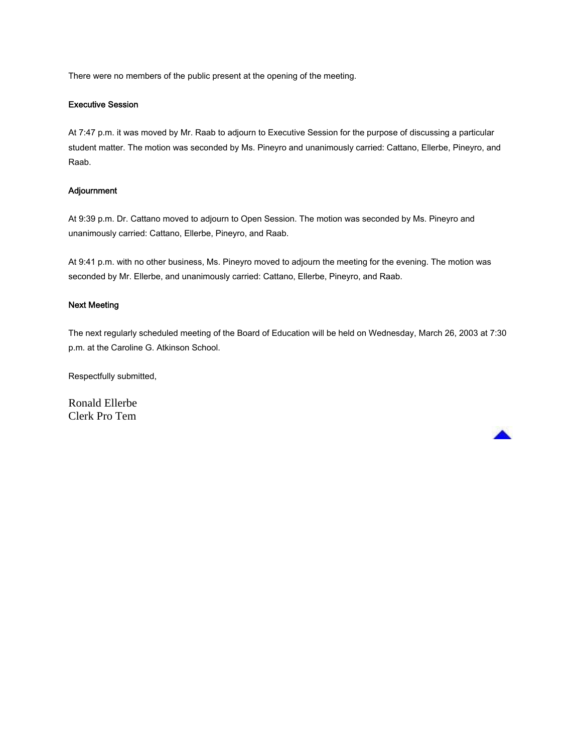There were no members of the public present at the opening of the meeting.

**Executive Session**

At 7:47 p.m. it was moved by Mr. Raab to adjourn to Executive Session for the purpose of discussing a particular student matter. The motion was seconded by Ms. Pineyro and unanimously carried: Cattano, Ellerbe, Pineyro, and Raab.

**Adjournment**

At 9:39 p.m. Dr. Cattano moved to adjourn to Open Session. The motion was seconded by Ms. Pineyro and unanimously carried: Cattano, Ellerbe, Pineyro, and Raab.

At 9:41 p.m. with no other business, Ms. Pineyro moved to adjourn the meeting for the evening. The motion was seconded by Mr. Ellerbe, and unanimously carried: Cattano, Ellerbe, Pineyro, and Raab.

**Next Meeting**

The next regularly scheduled meeting of the Board of Education will be held on Wednesday, March 26, 2003 at 7:30 p.m. at the Caroline G. Atkinson School.

Respectfully submitted,

Ronald Ellerbe
Clerk Pro Tem